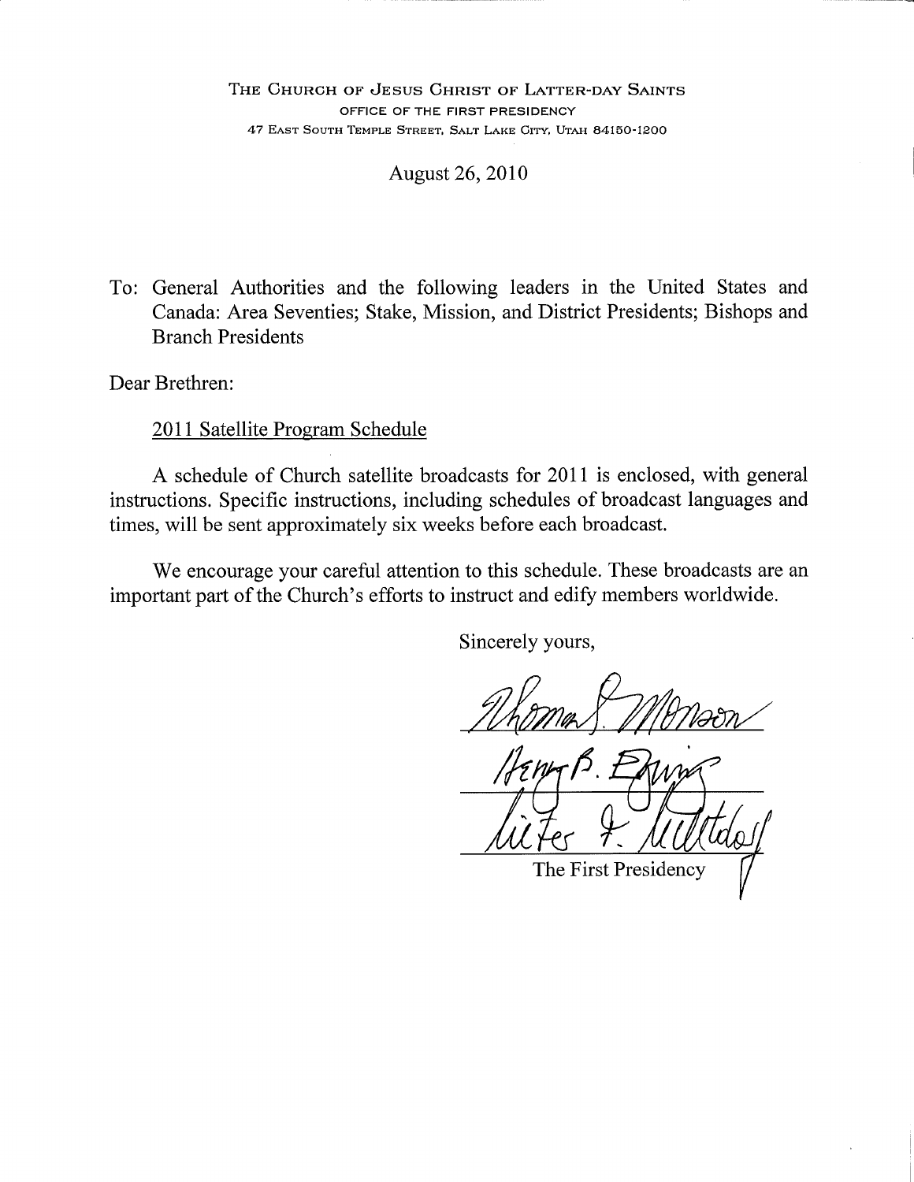THE CHURCH OF JESUS CHRIST OF LATTER-DAY SAINTS

OFFICE OF THE FIRST PRESIDENCY

47 EAST SOUTH TEMPLE STREET, SALT LAKE CITY, UTAH 84150-1200

August 26, 2010

To: General Authorities and the following leaders in the United States and Canada: Area Seventies; Stake, Mission, and District Presidents; Bishops and Branch Presidents

Dear Brethren:

2011 Satellite Program Schedule

A schedule of Church satellite broadcasts for 2011 is enclosed, with general instructions. Specific instructions, including schedules of broadcast languages and times, will be sent approximately six weeks before each broadcast.

We encourage your careful attention to this schedule. These broadcasts are an important part of the Church's efforts to instruct and edify members worldwide.

Sincerely yours,

Thomas S. Monson

Henry B. Eyring

Dieter F. Uchtdorf

The First Presidency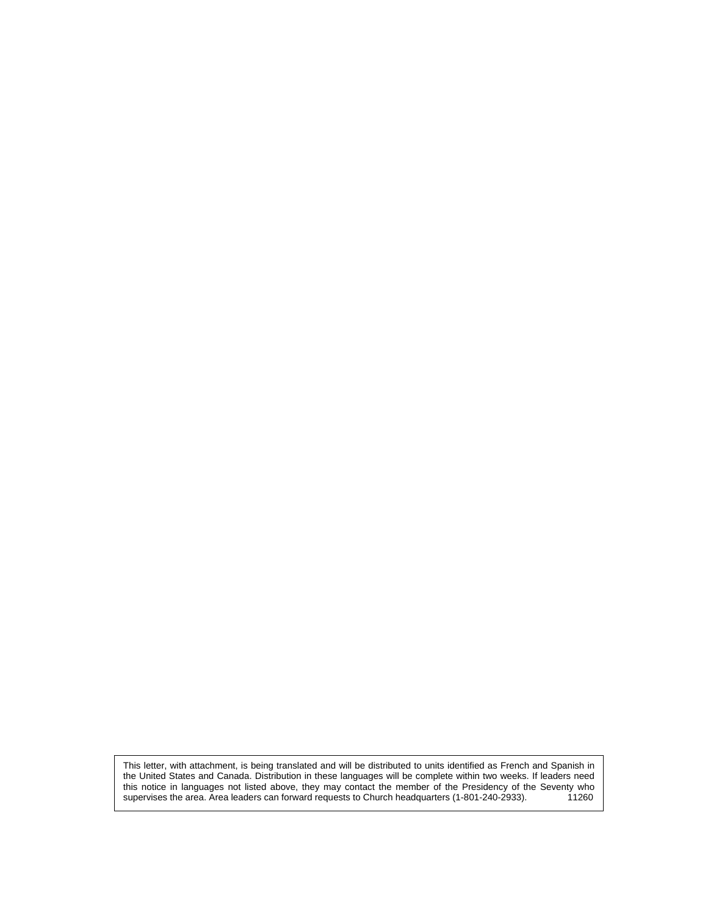This letter, with attachment, is being translated and will be distributed to units identified as French and Spanish in the United States and Canada. Distribution in these languages will be complete within two weeks. If leaders need this notice in languages not listed above, they may contact the member of the Presidency of the Seventy who supervises the area. Area leaders can forward requests to Church headquarters (1-801-240-2933). 11260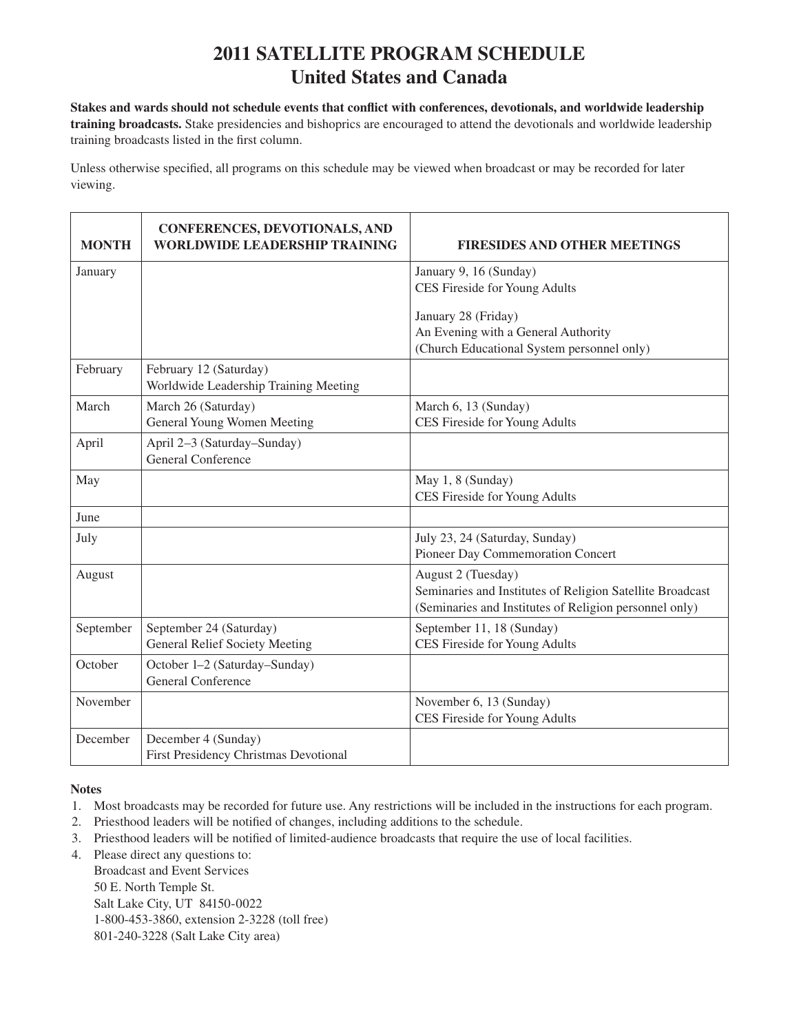# 2011 SATELLITE PROGRAM SCHEDULE
# United States and Canada

**Stakes and wards should not schedule events that conflict with conferences, devotionals, and worldwide leadership training broadcasts.** Stake presidencies and bishoprics are encouraged to attend the devotionals and worldwide leadership training broadcasts listed in the first column.

Unless otherwise specified, all programs on this schedule may be viewed when broadcast or may be recorded for later viewing.

| MONTH | CONFERENCES, DEVOTIONALS, AND WORLDWIDE LEADERSHIP TRAINING | FIRESIDES AND OTHER MEETINGS |
|---|---|---|
| January | | January 9, 16 (Sunday)<br>CES Fireside for Young Adults<br><br>January 28 (Friday)<br>An Evening with a General Authority<br>(Church Educational System personnel only) |
| February | February 12 (Saturday)<br>Worldwide Leadership Training Meeting | |
| March | March 26 (Saturday)<br>General Young Women Meeting | March 6, 13 (Sunday)<br>CES Fireside for Young Adults |
| April | April 2–3 (Saturday–Sunday)<br>General Conference | |
| May | | May 1, 8 (Sunday)<br>CES Fireside for Young Adults |
| June | | |
| July | | July 23, 24 (Saturday, Sunday)<br>Pioneer Day Commemoration Concert |
| August | | August 2 (Tuesday)<br>Seminaries and Institutes of Religion Satellite Broadcast<br>(Seminaries and Institutes of Religion personnel only) |
| September | September 24 (Saturday)<br>General Relief Society Meeting | September 11, 18 (Sunday)<br>CES Fireside for Young Adults |
| October | October 1–2 (Saturday–Sunday)<br>General Conference | |
| November | | November 6, 13 (Sunday)<br>CES Fireside for Young Adults |
| December | December 4 (Sunday)<br>First Presidency Christmas Devotional | |

**Notes**

1. Most broadcasts may be recorded for future use. Any restrictions will be included in the instructions for each program.
2. Priesthood leaders will be notified of changes, including additions to the schedule.
3. Priesthood leaders will be notified of limited-audience broadcasts that require the use of local facilities.
4. Please direct any questions to:
   Broadcast and Event Services
   50 E. North Temple St.
   Salt Lake City, UT 84150-0022
   1-800-453-3860, extension 2-3228 (toll free)
   801-240-3228 (Salt Lake City area)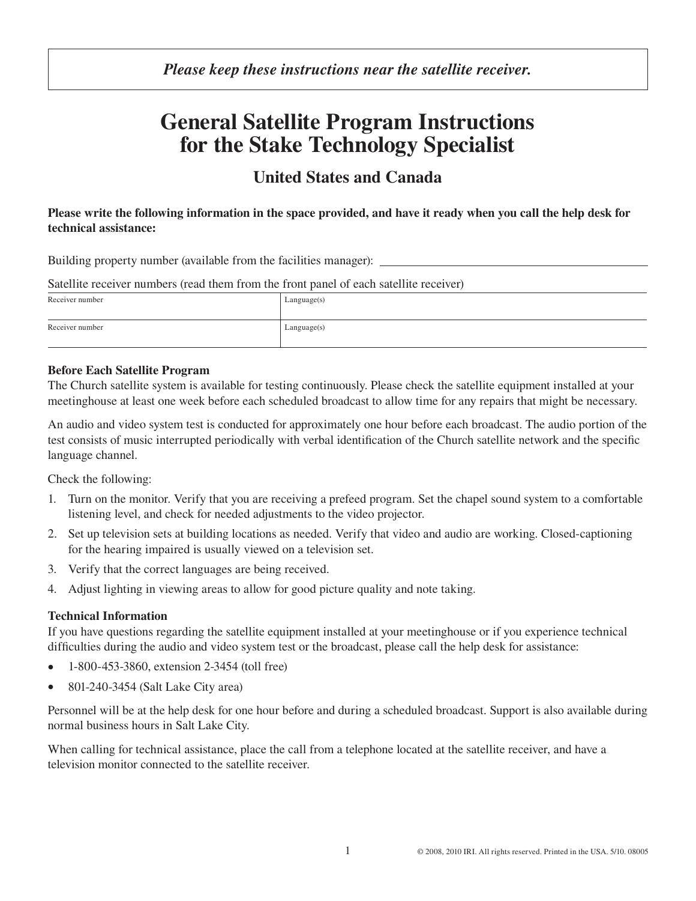*Please keep these instructions near the satellite receiver.*

# General Satellite Program Instructions for the Stake Technology Specialist

## United States and Canada

**Please write the following information in the space provided, and have it ready when you call the help desk for technical assistance:**

Building property number (available from the facilities manager): \_\_\_\_\_\_\_\_\_\_\_\_\_\_\_\_\_\_\_\_

Satellite receiver numbers (read them from the front panel of each satellite receiver)

| | |
|---|---|
| Receiver number | Language(s) |
| Receiver number | Language(s) |

**Before Each Satellite Program**

The Church satellite system is available for testing continuously. Please check the satellite equipment installed at your meetinghouse at least one week before each scheduled broadcast to allow time for any repairs that might be necessary.

An audio and video system test is conducted for approximately one hour before each broadcast. The audio portion of the test consists of music interrupted periodically with verbal identification of the Church satellite network and the specific language channel.

Check the following:

1. Turn on the monitor. Verify that you are receiving a prefeed program. Set the chapel sound system to a comfortable listening level, and check for needed adjustments to the video projector.
2. Set up television sets at building locations as needed. Verify that video and audio are working. Closed-captioning for the hearing impaired is usually viewed on a television set.
3. Verify that the correct languages are being received.
4. Adjust lighting in viewing areas to allow for good picture quality and note taking.

**Technical Information**

If you have questions regarding the satellite equipment installed at your meetinghouse or if you experience technical difficulties during the audio and video system test or the broadcast, please call the help desk for assistance:

- 1-800-453-3860, extension 2-3454 (toll free)
- 801-240-3454 (Salt Lake City area)

Personnel will be at the help desk for one hour before and during a scheduled broadcast. Support is also available during normal business hours in Salt Lake City.

When calling for technical assistance, place the call from a telephone located at the satellite receiver, and have a television monitor connected to the satellite receiver.

© 2008, 2010 IRI. All rights reserved. Printed in the USA. 5/10. 08005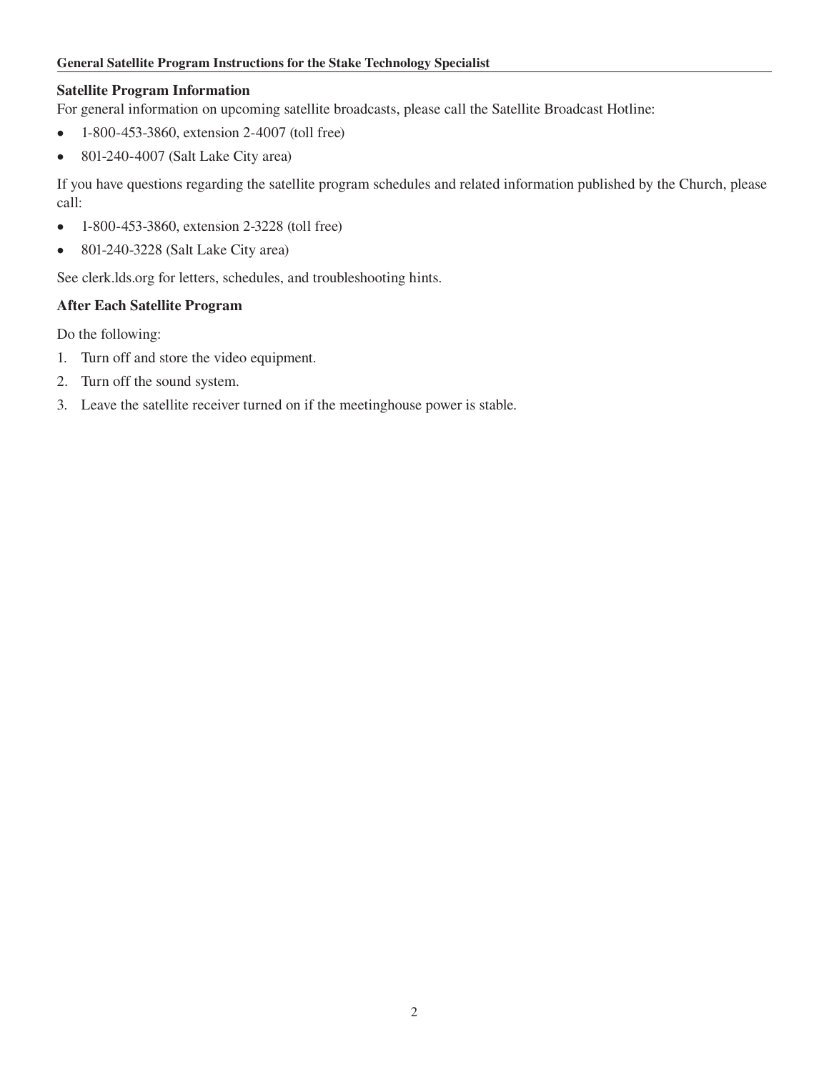## Satellite Program Information

For general information on upcoming satellite broadcasts, please call the Satellite Broadcast Hotline:

- 1-800-453-3860, extension 2-4007 (toll free)
- 801-240-4007 (Salt Lake City area)

If you have questions regarding the satellite program schedules and related information published by the Church, please call:

- 1-800-453-3860, extension 2-3228 (toll free)
- 801-240-3228 (Salt Lake City area)

See clerk.lds.org for letters, schedules, and troubleshooting hints.

## After Each Satellite Program

Do the following:

1. Turn off and store the video equipment.
2. Turn off the sound system.
3. Leave the satellite receiver turned on if the meetinghouse power is stable.